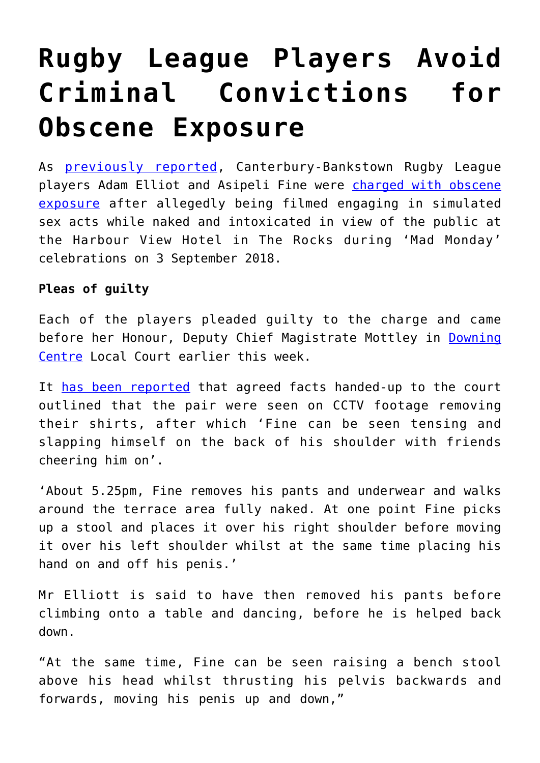# Rugby League Players Avoid Criminal Convictions for Obscene Exposure

As previously reported, Canterbury-Bankstown Rugby League players Adam Elliot and Asipeli Fine were charged with obscene exposure after allegedly being filmed engaging in simulated sex acts while naked and intoxicated in view of the public at the Harbour View Hotel in The Rocks during 'Mad Monday' celebrations on 3 September 2018.

**Pleas of guilty**

Each of the players pleaded guilty to the charge and came before her Honour, Deputy Chief Magistrate Mottley in Downing Centre Local Court earlier this week.

It has been reported that agreed facts handed-up to the court outlined that the pair were seen on CCTV footage removing their shirts, after which 'Fine can be seen tensing and slapping himself on the back of his shoulder with friends cheering him on'.

'About 5.25pm, Fine removes his pants and underwear and walks around the terrace area fully naked. At one point Fine picks up a stool and places it over his right shoulder before moving it over his left shoulder whilst at the same time placing his hand on and off his penis.'

Mr Elliott is said to have then removed his pants before climbing onto a table and dancing, before he is helped back down.

"At the same time, Fine can be seen raising a bench stool above his head whilst thrusting his pelvis backwards and forwards, moving his penis up and down,"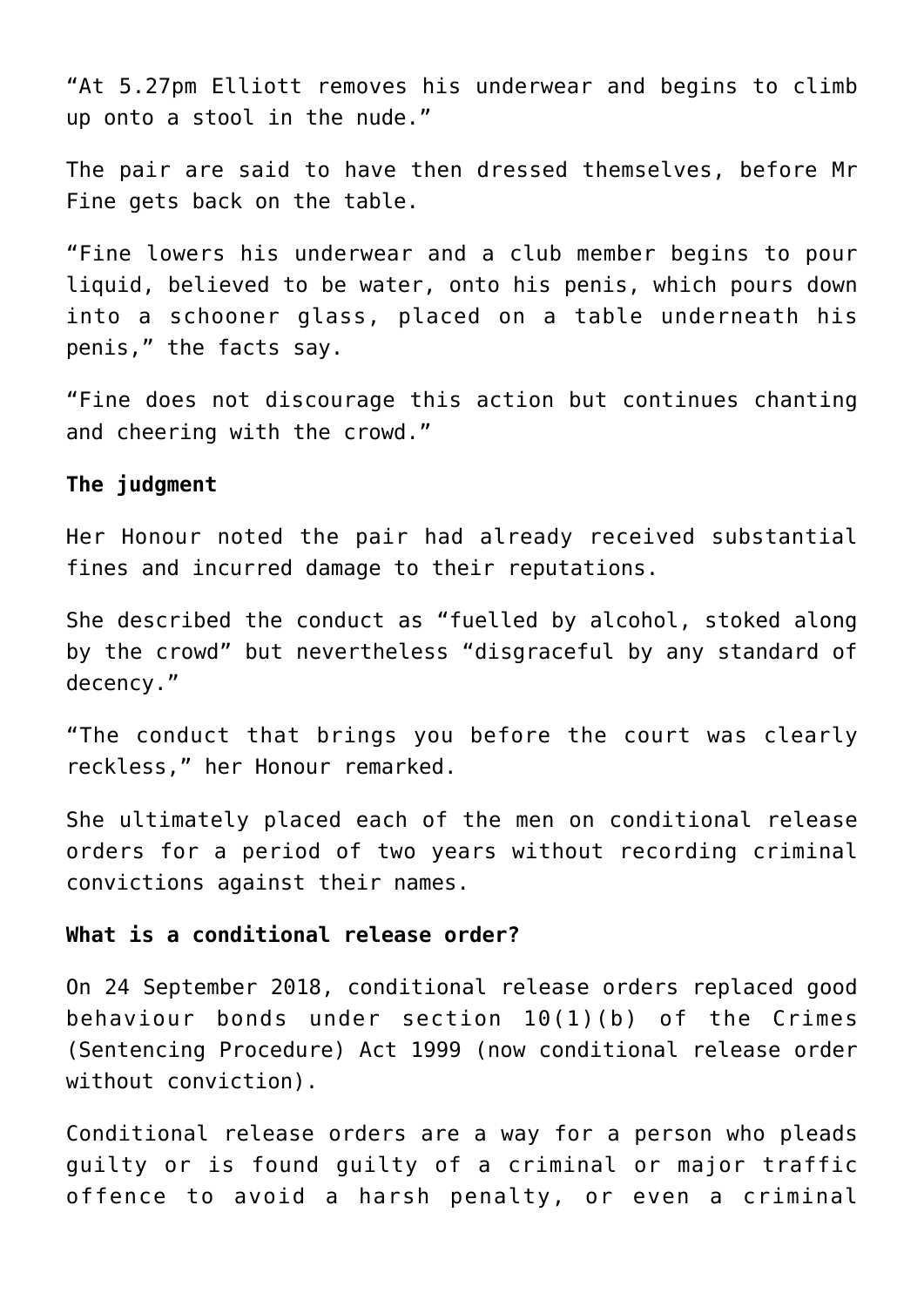“At 5.27pm Elliott removes his underwear and begins to climb up onto a stool in the nude.”

The pair are said to have then dressed themselves, before Mr Fine gets back on the table.

“Fine lowers his underwear and a club member begins to pour liquid, believed to be water, onto his penis, which pours down into a schooner glass, placed on a table underneath his penis,” the facts say.

“Fine does not discourage this action but continues chanting and cheering with the crowd.”

**The judgment**

Her Honour noted the pair had already received substantial fines and incurred damage to their reputations.

She described the conduct as “fuelled by alcohol, stoked along by the crowd” but nevertheless “disgraceful by any standard of decency.”

“The conduct that brings you before the court was clearly reckless,” her Honour remarked.

She ultimately placed each of the men on conditional release orders for a period of two years without recording criminal convictions against their names.

**What is a conditional release order?**

On 24 September 2018, conditional release orders replaced good behaviour bonds under section 10(1)(b) of the Crimes (Sentencing Procedure) Act 1999 (now conditional release order without conviction).

Conditional release orders are a way for a person who pleads guilty or is found guilty of a criminal or major traffic offence to avoid a harsh penalty, or even a criminal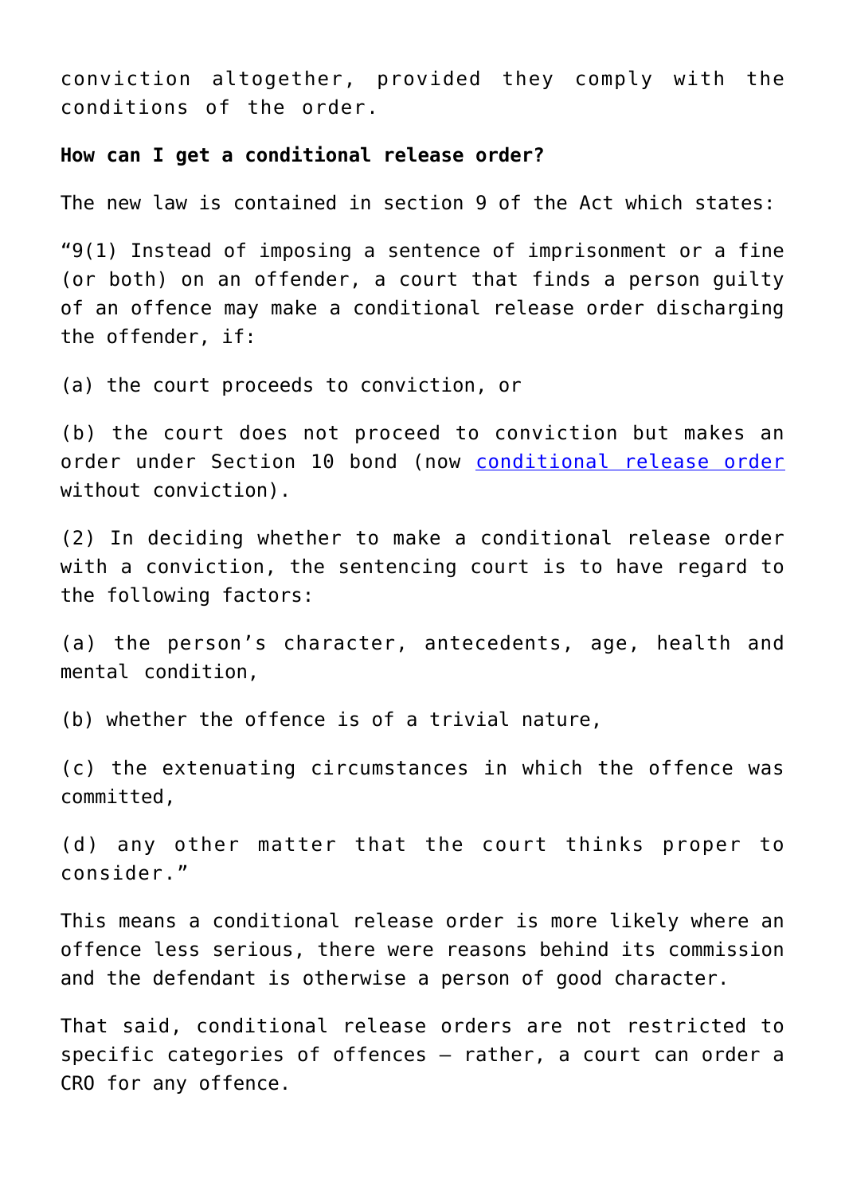conviction altogether, provided they comply with the conditions of the order.

**How can I get a conditional release order?**

The new law is contained in section 9 of the Act which states:

"9(1) Instead of imposing a sentence of imprisonment or a fine (or both) on an offender, a court that finds a person guilty of an offence may make a conditional release order discharging the offender, if:

(a) the court proceeds to conviction, or

(b) the court does not proceed to conviction but makes an order under Section 10 bond (now [conditional release order]() without conviction).

(2) In deciding whether to make a conditional release order with a conviction, the sentencing court is to have regard to the following factors:

(a) the person's character, antecedents, age, health and mental condition,

(b) whether the offence is of a trivial nature,

(c) the extenuating circumstances in which the offence was committed,

(d) any other matter that the court thinks proper to consider."

This means a conditional release order is more likely where an offence less serious, there were reasons behind its commission and the defendant is otherwise a person of good character.

That said, conditional release orders are not restricted to specific categories of offences – rather, a court can order a CRO for any offence.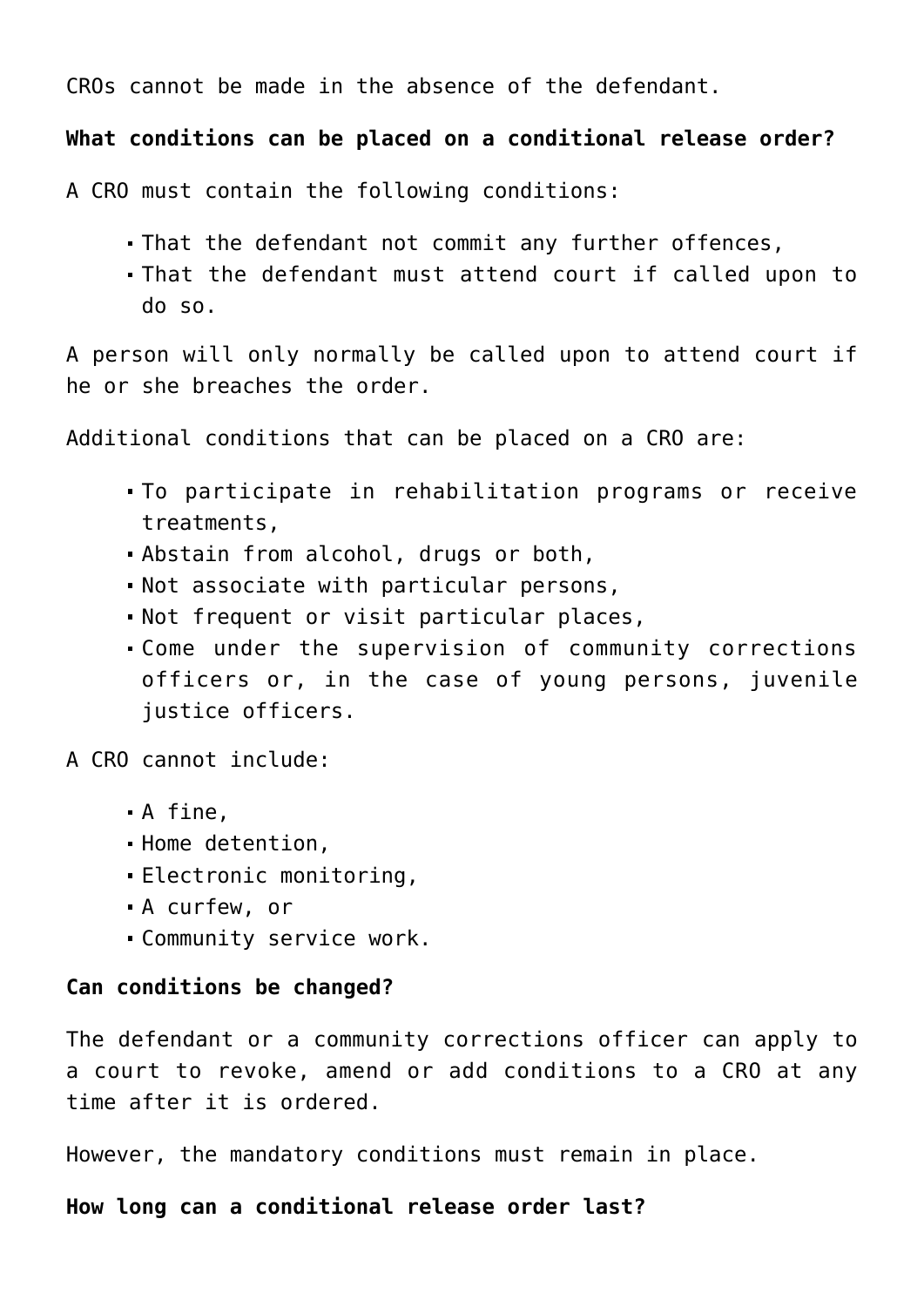CROs cannot be made in the absence of the defendant.

**What conditions can be placed on a conditional release order?**

A CRO must contain the following conditions:

- That the defendant not commit any further offences,
- That the defendant must attend court if called upon to do so.

A person will only normally be called upon to attend court if he or she breaches the order.

Additional conditions that can be placed on a CRO are:

- To participate in rehabilitation programs or receive treatments,
- Abstain from alcohol, drugs or both,
- Not associate with particular persons,
- Not frequent or visit particular places,
- Come under the supervision of community corrections officers or, in the case of young persons, juvenile justice officers.

A CRO cannot include:

- A fine,
- Home detention,
- Electronic monitoring,
- A curfew, or
- Community service work.

**Can conditions be changed?**

The defendant or a community corrections officer can apply to a court to revoke, amend or add conditions to a CRO at any time after it is ordered.

However, the mandatory conditions must remain in place.

**How long can a conditional release order last?**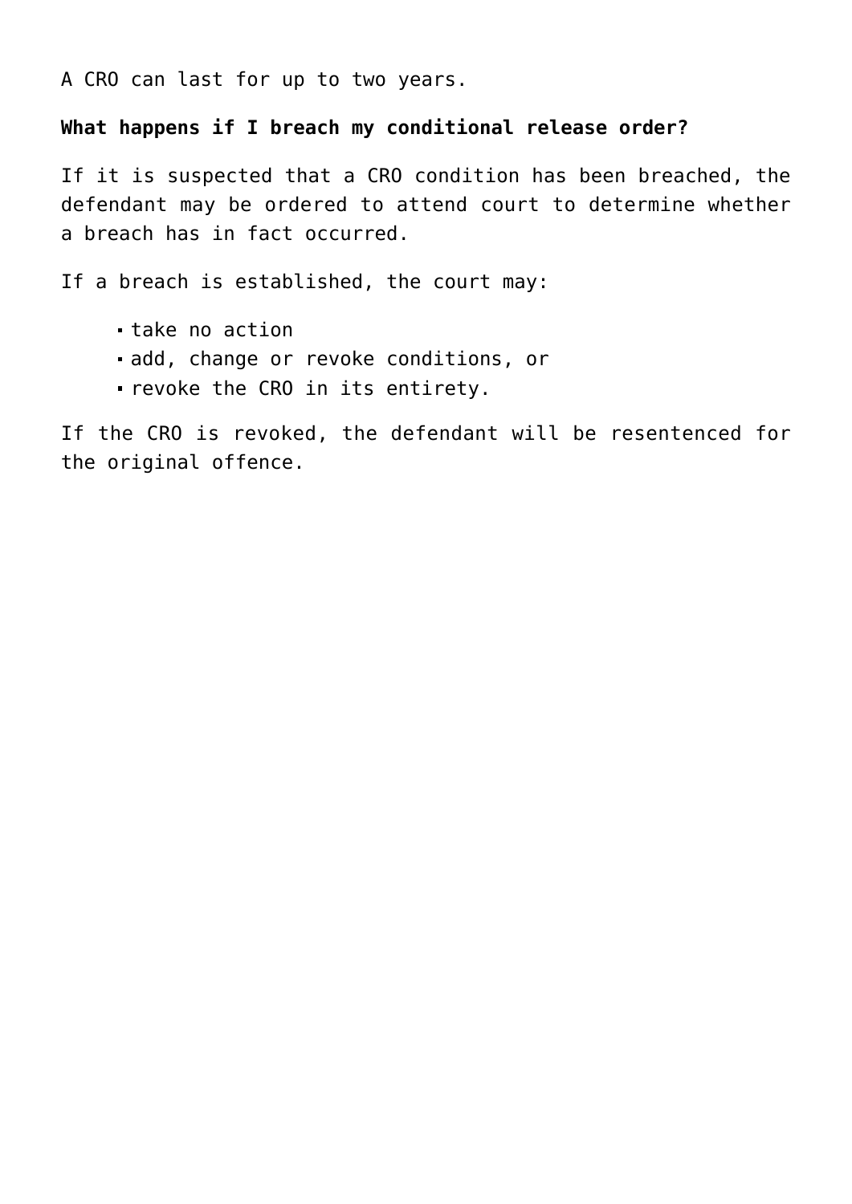A CRO can last for up to two years.

**What happens if I breach my conditional release order?**

If it is suspected that a CRO condition has been breached, the defendant may be ordered to attend court to determine whether a breach has in fact occurred.

If a breach is established, the court may:

- take no action
- add, change or revoke conditions, or
- revoke the CRO in its entirety.

If the CRO is revoked, the defendant will be resentenced for the original offence.